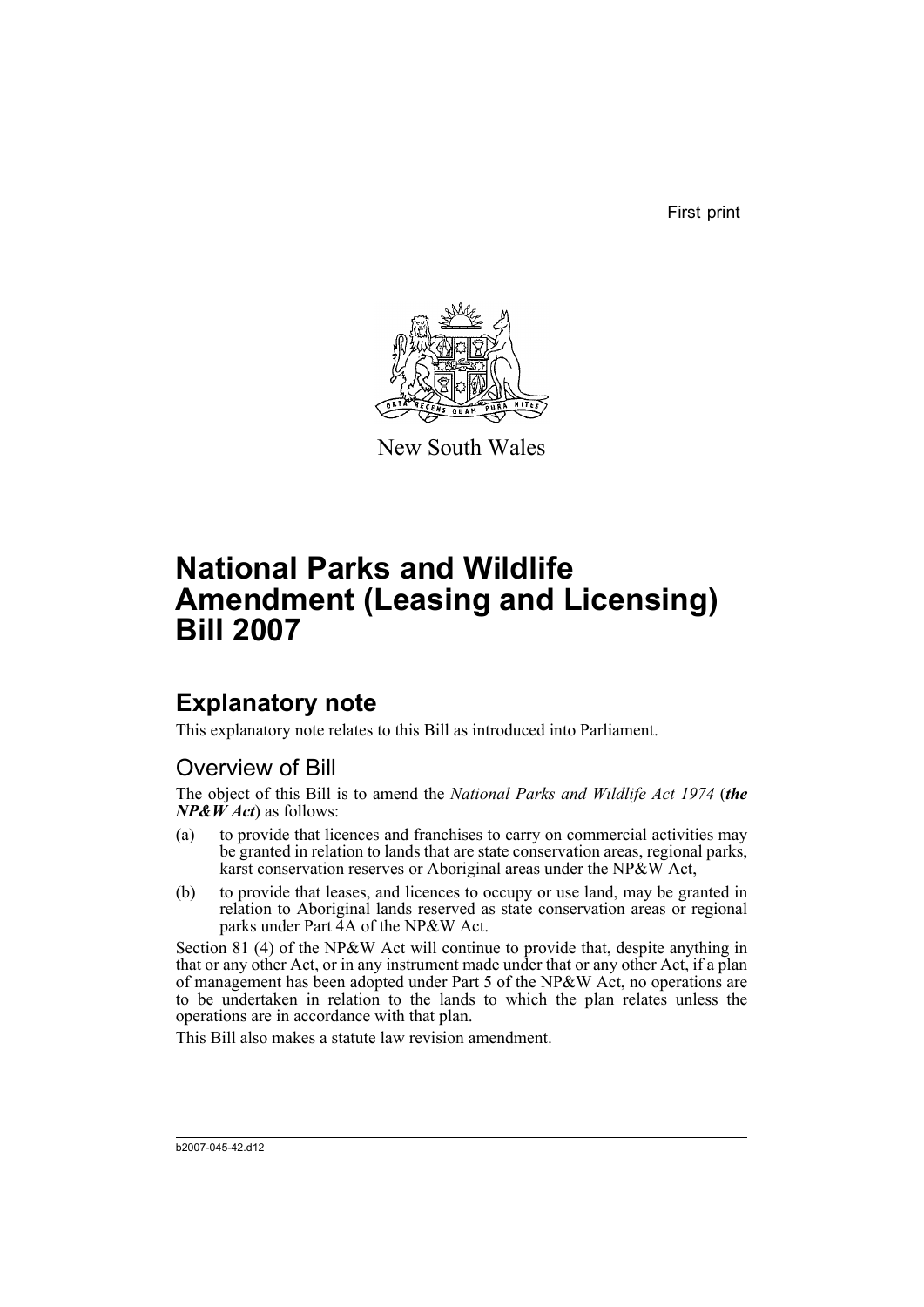First print

New South Wales

# National Parks and Wildlife Amendment (Leasing and Licensing) Bill 2007

## Explanatory note

This explanatory note relates to this Bill as introduced into Parliament.

### Overview of Bill

The object of this Bill is to amend the *National Parks and Wildlife Act 1974* (***the NP&W Act***) as follows:

(a) to provide that licences and franchises to carry on commercial activities may be granted in relation to lands that are state conservation areas, regional parks, karst conservation reserves or Aboriginal areas under the NP&W Act,

(b) to provide that leases, and licences to occupy or use land, may be granted in relation to Aboriginal lands reserved as state conservation areas or regional parks under Part 4A of the NP&W Act.

Section 81 (4) of the NP&W Act will continue to provide that, despite anything in that or any other Act, or in any instrument made under that or any other Act, if a plan of management has been adopted under Part 5 of the NP&W Act, no operations are to be undertaken in relation to the lands to which the plan relates unless the operations are in accordance with that plan.

This Bill also makes a statute law revision amendment.

b2007-045-42.d12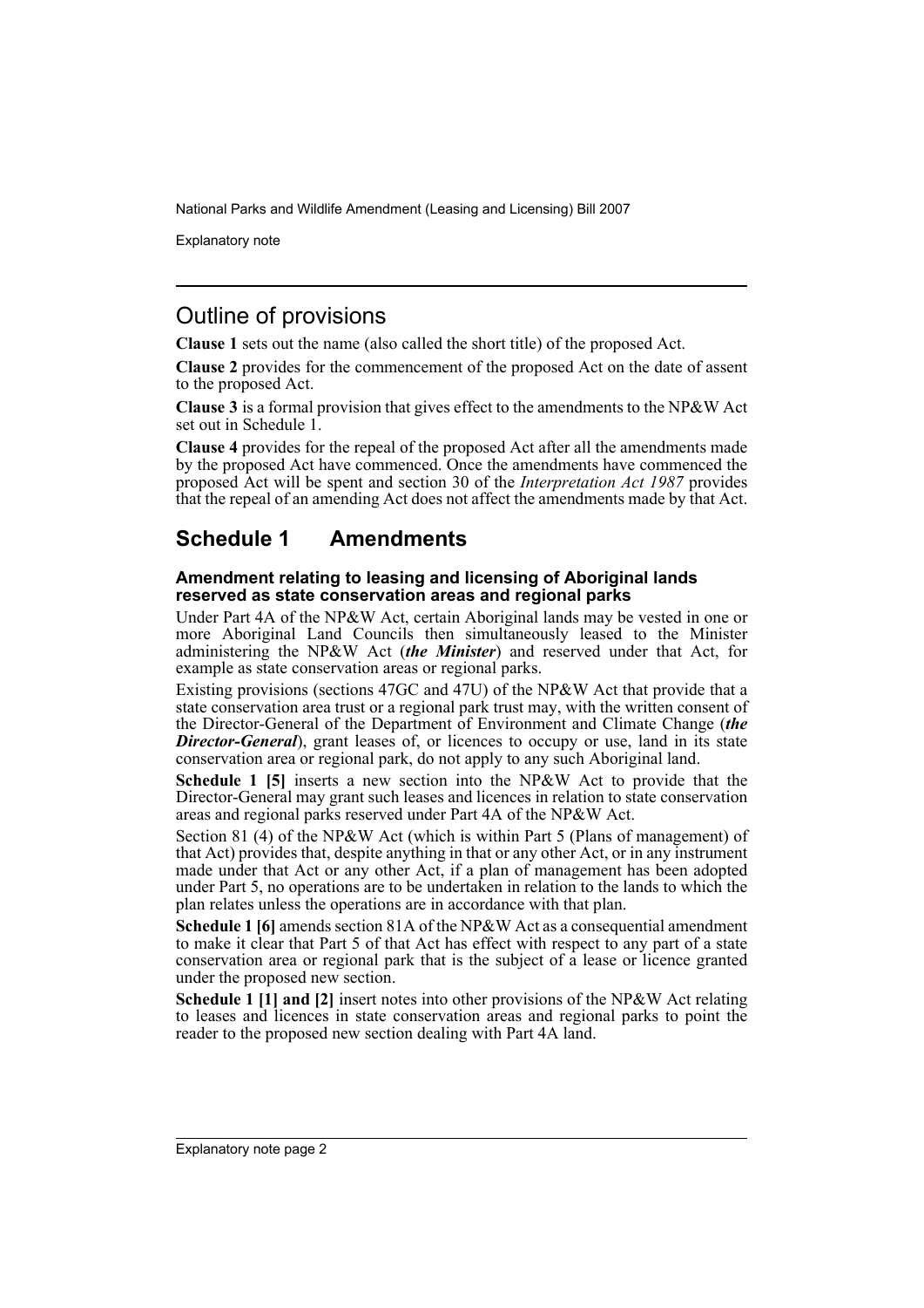## Outline of provisions

**Clause 1** sets out the name (also called the short title) of the proposed Act.

**Clause 2** provides for the commencement of the proposed Act on the date of assent to the proposed Act.

**Clause 3** is a formal provision that gives effect to the amendments to the NP&W Act set out in Schedule 1.

**Clause 4** provides for the repeal of the proposed Act after all the amendments made by the proposed Act have commenced. Once the amendments have commenced the proposed Act will be spent and section 30 of the *Interpretation Act 1987* provides that the repeal of an amending Act does not affect the amendments made by that Act.

## Schedule 1 Amendments

#### Amendment relating to leasing and licensing of Aboriginal lands reserved as state conservation areas and regional parks

Under Part 4A of the NP&W Act, certain Aboriginal lands may be vested in one or more Aboriginal Land Councils then simultaneously leased to the Minister administering the NP&W Act (***the Minister***) and reserved under that Act, for example as state conservation areas or regional parks.

Existing provisions (sections 47GC and 47U) of the NP&W Act that provide that a state conservation area trust or a regional park trust may, with the written consent of the Director-General of the Department of Environment and Climate Change (***the Director-General***), grant leases of, or licences to occupy or use, land in its state conservation area or regional park, do not apply to any such Aboriginal land.

**Schedule 1 [5]** inserts a new section into the NP&W Act to provide that the Director-General may grant such leases and licences in relation to state conservation areas and regional parks reserved under Part 4A of the NP&W Act.

Section 81 (4) of the NP&W Act (which is within Part 5 (Plans of management) of that Act) provides that, despite anything in that or any other Act, or in any instrument made under that Act or any other Act, if a plan of management has been adopted under Part 5, no operations are to be undertaken in relation to the lands to which the plan relates unless the operations are in accordance with that plan.

**Schedule 1 [6]** amends section 81A of the NP&W Act as a consequential amendment to make it clear that Part 5 of that Act has effect with respect to any part of a state conservation area or regional park that is the subject of a lease or licence granted under the proposed new section.

**Schedule 1 [1] and [2]** insert notes into other provisions of the NP&W Act relating to leases and licences in state conservation areas and regional parks to point the reader to the proposed new section dealing with Part 4A land.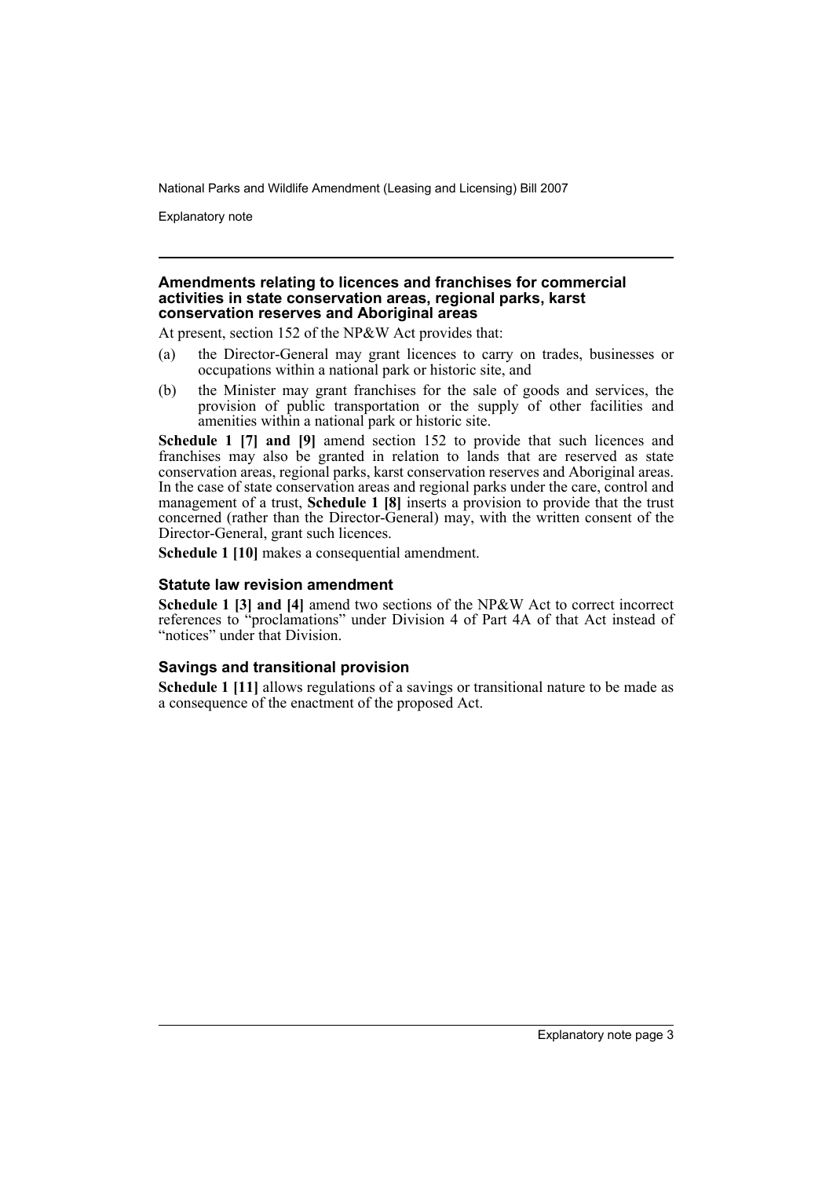### Amendments relating to licences and franchises for commercial activities in state conservation areas, regional parks, karst conservation reserves and Aboriginal areas

At present, section 152 of the NP&W Act provides that:

(a) the Director-General may grant licences to carry on trades, businesses or occupations within a national park or historic site, and

(b) the Minister may grant franchises for the sale of goods and services, the provision of public transportation or the supply of other facilities and amenities within a national park or historic site.

**Schedule 1 [7] and [9]** amend section 152 to provide that such licences and franchises may also be granted in relation to lands that are reserved as state conservation areas, regional parks, karst conservation reserves and Aboriginal areas. In the case of state conservation areas and regional parks under the care, control and management of a trust, **Schedule 1 [8]** inserts a provision to provide that the trust concerned (rather than the Director-General) may, with the written consent of the Director-General, grant such licences.

**Schedule 1 [10]** makes a consequential amendment.

### Statute law revision amendment

**Schedule 1 [3] and [4]** amend two sections of the NP&W Act to correct incorrect references to "proclamations" under Division 4 of Part 4A of that Act instead of "notices" under that Division.

### Savings and transitional provision

**Schedule 1 [11]** allows regulations of a savings or transitional nature to be made as a consequence of the enactment of the proposed Act.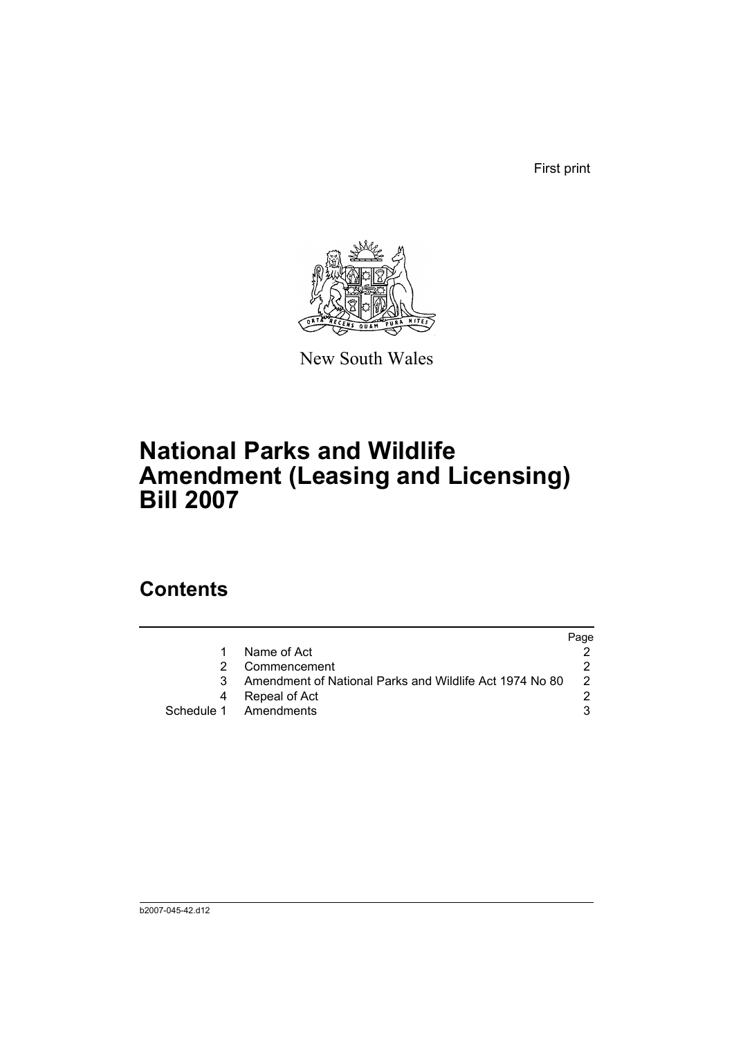First print

New South Wales

# National Parks and Wildlife Amendment (Leasing and Licensing) Bill 2007

## Contents

| | | Page |
|---|---|---|
| 1 | Name of Act | 2 |
| 2 | Commencement | 2 |
| 3 | Amendment of National Parks and Wildlife Act 1974 No 80 | 2 |
| 4 | Repeal of Act | 2 |
| Schedule 1 | Amendments | 3 |

b2007-045-42.d12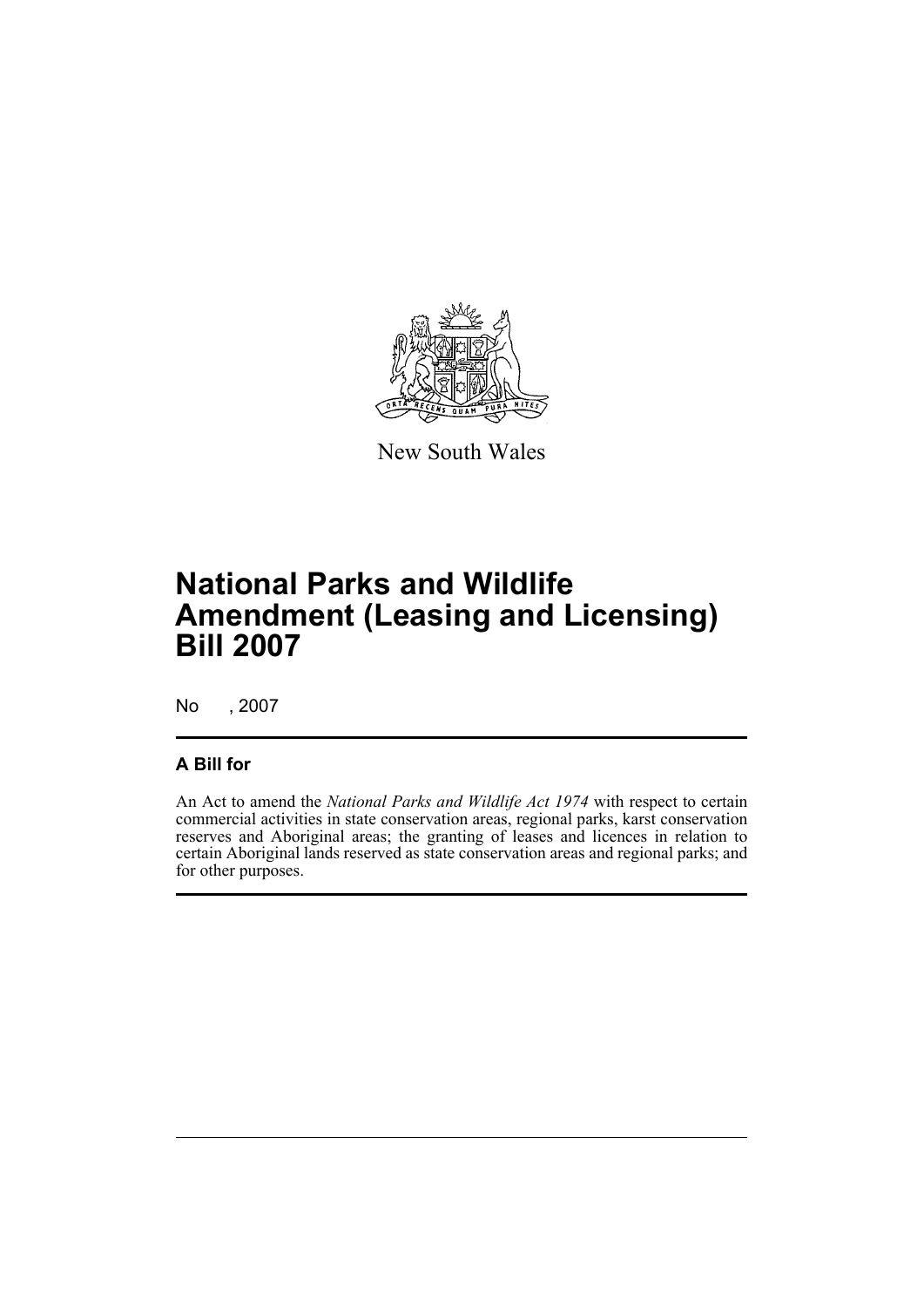New South Wales

# National Parks and Wildlife Amendment (Leasing and Licensing) Bill 2007

No , 2007

## A Bill for

An Act to amend the *National Parks and Wildlife Act 1974* with respect to certain commercial activities in state conservation areas, regional parks, karst conservation reserves and Aboriginal areas; the granting of leases and licences in relation to certain Aboriginal lands reserved as state conservation areas and regional parks; and for other purposes.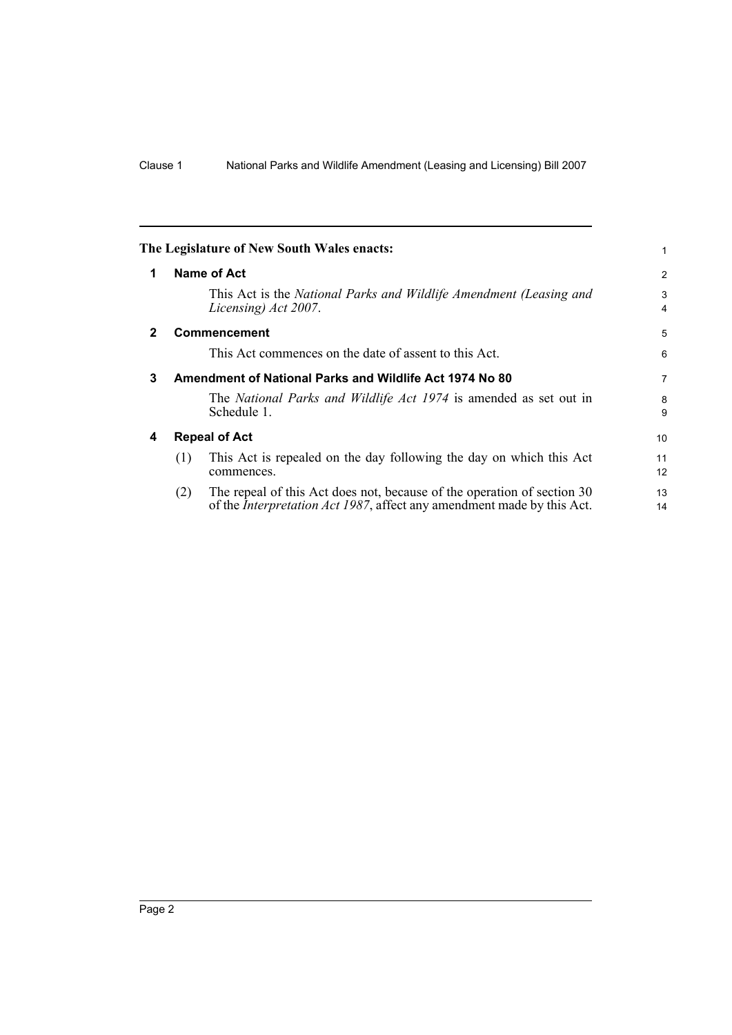**The Legislature of New South Wales enacts:**

### 1 Name of Act

This Act is the *National Parks and Wildlife Amendment (Leasing and Licensing) Act 2007*.

### 2 Commencement

This Act commences on the date of assent to this Act.

### 3 Amendment of National Parks and Wildlife Act 1974 No 80

The *National Parks and Wildlife Act 1974* is amended as set out in Schedule 1.

### 4 Repeal of Act

(1) This Act is repealed on the day following the day on which this Act commences.

(2) The repeal of this Act does not, because of the operation of section 30 of the *Interpretation Act 1987*, affect any amendment made by this Act.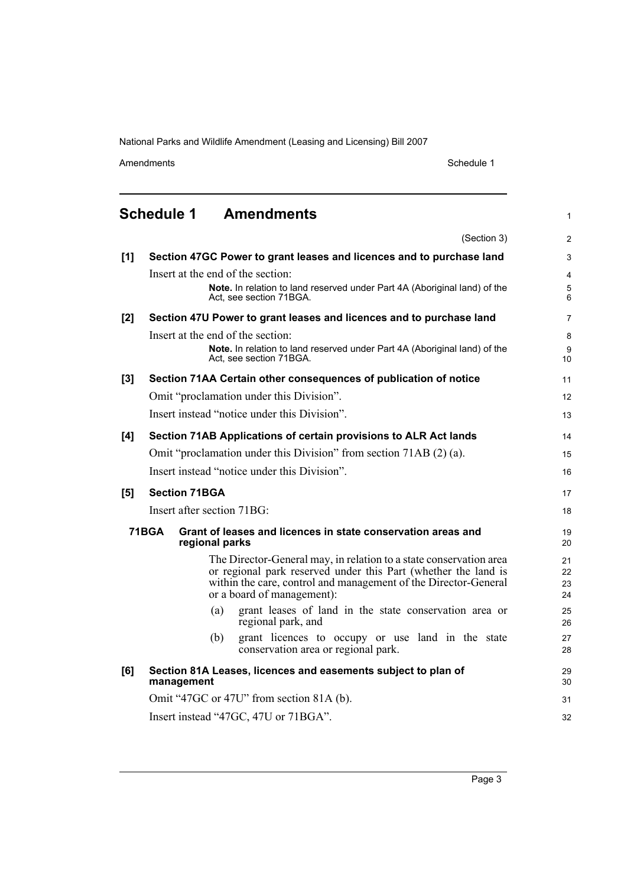## Schedule 1 Amendments

(Section 3)

**[1] Section 47GC Power to grant leases and licences and to purchase land**

Insert at the end of the section:

> **Note.** In relation to land reserved under Part 4A (Aboriginal land) of the Act, see section 71BGA.

**[2] Section 47U Power to grant leases and licences and to purchase land**

Insert at the end of the section:

> **Note.** In relation to land reserved under Part 4A (Aboriginal land) of the Act, see section 71BGA.

**[3] Section 71AA Certain other consequences of publication of notice**

Omit "proclamation under this Division".

Insert instead "notice under this Division".

**[4] Section 71AB Applications of certain provisions to ALR Act lands**

Omit "proclamation under this Division" from section 71AB (2) (a).

Insert instead "notice under this Division".

**[5] Section 71BGA**

Insert after section 71BG:

**71BGA Grant of leases and licences in state conservation areas and regional parks**

The Director-General may, in relation to a state conservation area or regional park reserved under this Part (whether the land is within the care, control and management of the Director-General or a board of management):

(a) grant leases of land in the state conservation area or regional park, and

(b) grant licences to occupy or use land in the state conservation area or regional park.

**[6] Section 81A Leases, licences and easements subject to plan of management**

Omit "47GC or 47U" from section 81A (b).

Insert instead "47GC, 47U or 71BGA".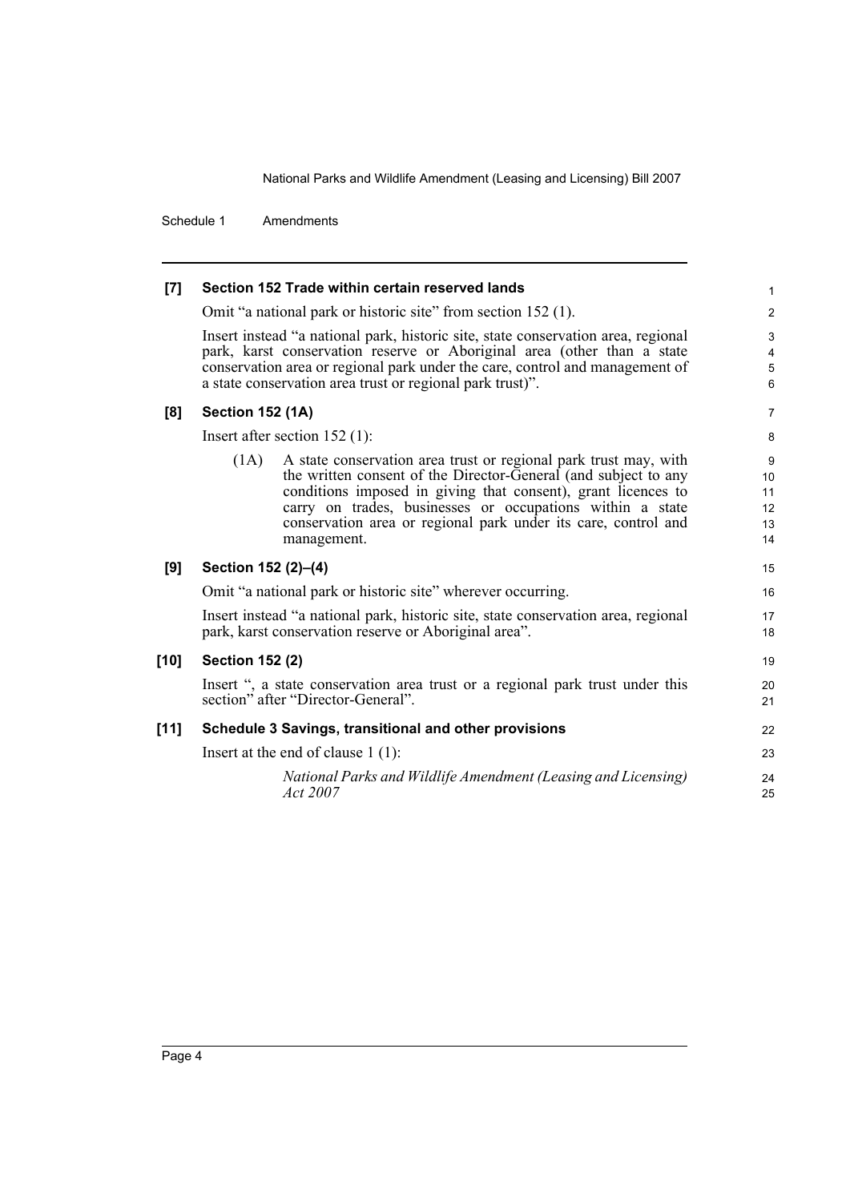**[7] Section 152 Trade within certain reserved lands**

Omit "a national park or historic site" from section 152 (1).

Insert instead "a national park, historic site, state conservation area, regional park, karst conservation reserve or Aboriginal area (other than a state conservation area or regional park under the care, control and management of a state conservation area trust or regional park trust)".

**[8] Section 152 (1A)**

Insert after section 152 (1):

> (1A) A state conservation area trust or regional park trust may, with the written consent of the Director-General (and subject to any conditions imposed in giving that consent), grant licences to carry on trades, businesses or occupations within a state conservation area or regional park under its care, control and management.

**[9] Section 152 (2)–(4)**

Omit "a national park or historic site" wherever occurring.

Insert instead "a national park, historic site, state conservation area, regional park, karst conservation reserve or Aboriginal area".

**[10] Section 152 (2)**

Insert ", a state conservation area trust or a regional park trust under this section" after "Director-General".

**[11] Schedule 3 Savings, transitional and other provisions**

Insert at the end of clause 1 (1):

> *National Parks and Wildlife Amendment (Leasing and Licensing) Act 2007*